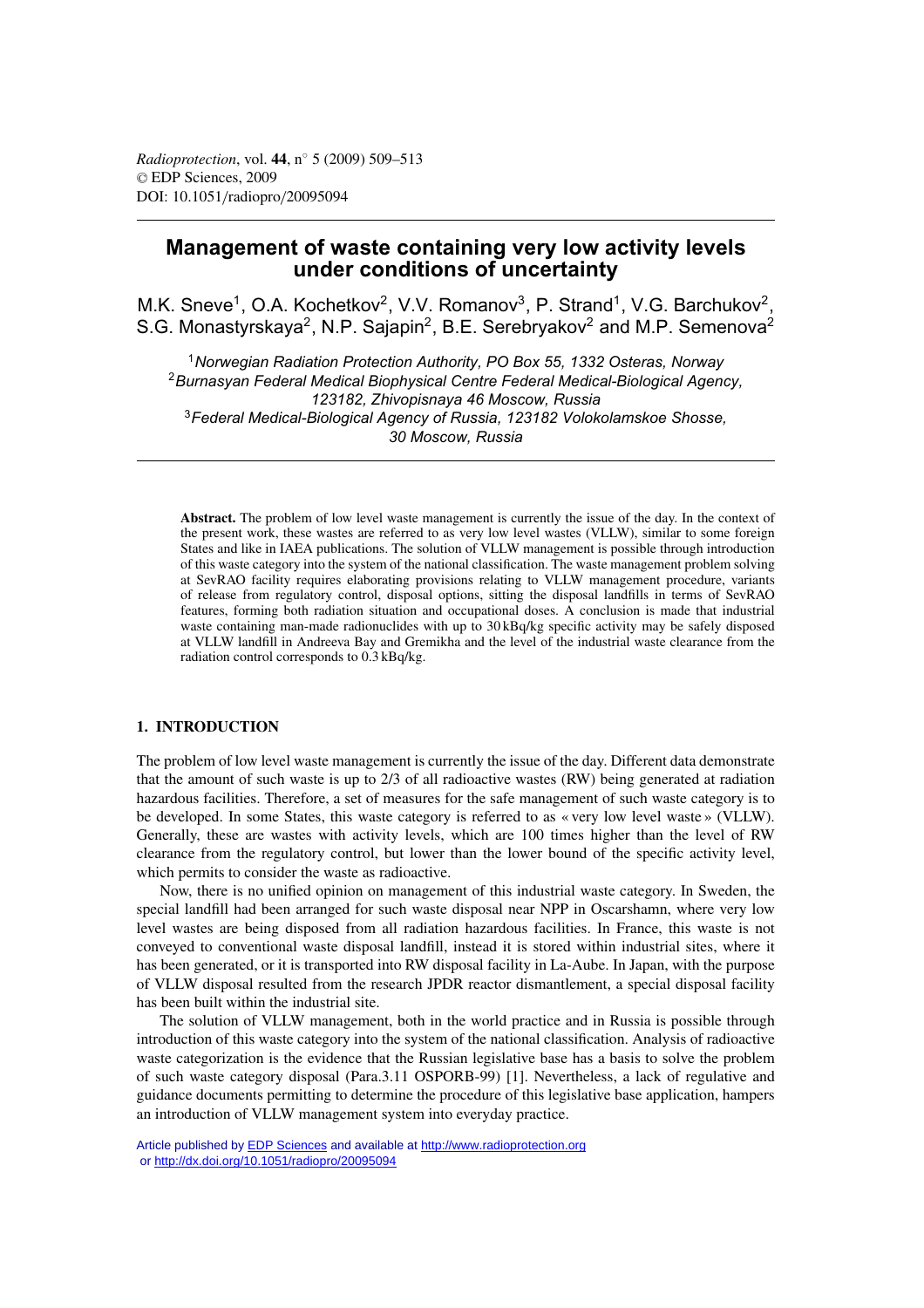# Management of waste containing very low activity levels under conditions of uncertainty

M.K. Sneve[1], O.A. Kochetkov[2], V.V. Romanov[3], P. Strand[1], V.G. Barchukov[2], S.G. Monastyrskaya[2], N.P. Sajapin[2], B.E. Serebryakov[2] and M.P. Semenova[2]

[1]*Norwegian Radiation Protection Authority, PO Box 55, 1332 Osteras, Norway*
[2]*Burnasyan Federal Medical Biophysical Centre Federal Medical-Biological Agency, 123182, Zhivopisnaya 46 Moscow, Russia*
[3]*Federal Medical-Biological Agency of Russia, 123182 Volokolamskoe Shosse, 30 Moscow, Russia*

**Abstract.** The problem of low level waste management is currently the issue of the day. In the context of the present work, these wastes are referred to as very low level wastes (VLLW), similar to some foreign States and like in IAEA publications. The solution of VLLW management is possible through introduction of this waste category into the system of the national classification. The waste management problem solving at SevRAO facility requires elaborating provisions relating to VLLW management procedure, variants of release from regulatory control, disposal options, sitting the disposal landfills in terms of SevRAO features, forming both radiation situation and occupational doses. A conclusion is made that industrial waste containing man-made radionuclides with up to 30 kBq/kg specific activity may be safely disposed at VLLW landfill in Andreeva Bay and Gremikha and the level of the industrial waste clearance from the radiation control corresponds to 0.3 kBq/kg.

## 1. INTRODUCTION

The problem of low level waste management is currently the issue of the day. Different data demonstrate that the amount of such waste is up to 2/3 of all radioactive wastes (RW) being generated at radiation hazardous facilities. Therefore, a set of measures for the safe management of such waste category is to be developed. In some States, this waste category is referred to as « very low level waste » (VLLW). Generally, these are wastes with activity levels, which are 100 times higher than the level of RW clearance from the regulatory control, but lower than the lower bound of the specific activity level, which permits to consider the waste as radioactive.

Now, there is no unified opinion on management of this industrial waste category. In Sweden, the special landfill had been arranged for such waste disposal near NPP in Oscarshamn, where very low level wastes are being disposed from all radiation hazardous facilities. In France, this waste is not conveyed to conventional waste disposal landfill, instead it is stored within industrial sites, where it has been generated, or it is transported into RW disposal facility in La-Aube. In Japan, with the purpose of VLLW disposal resulted from the research JPDR reactor dismantlement, a special disposal facility has been built within the industrial site.

The solution of VLLW management, both in the world practice and in Russia is possible through introduction of this waste category into the system of the national classification. Analysis of radioactive waste categorization is the evidence that the Russian legislative base has a basis to solve the problem of such waste category disposal (Para.3.11 OSPORB-99) [1]. Nevertheless, a lack of regulative and guidance documents permitting to determine the procedure of this legislative base application, hampers an introduction of VLLW management system into everyday practice.

Article published by EDP Sciences and available at http://www.radioprotection.org or http://dx.doi.org/10.1051/radiopro/20095094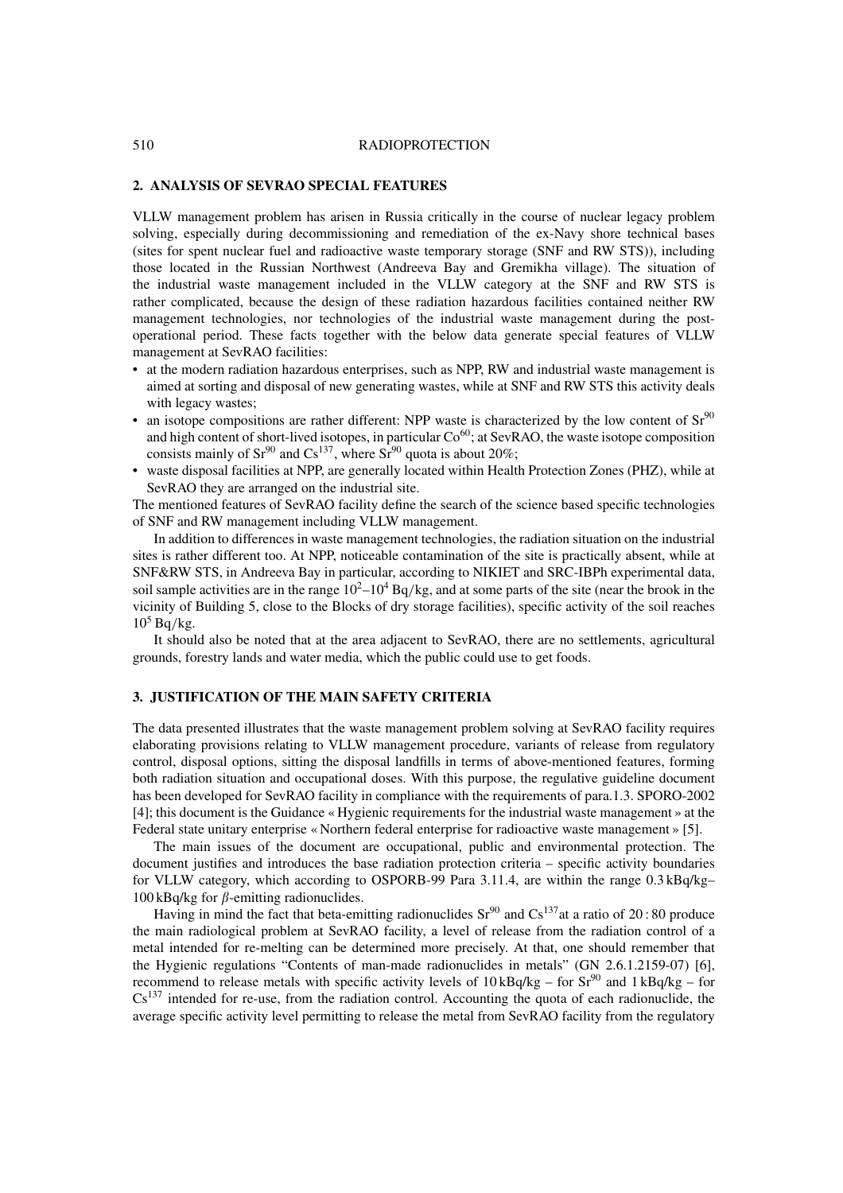## 2. ANALYSIS OF SEVRAO SPECIAL FEATURES

VLLW management problem has arisen in Russia critically in the course of nuclear legacy problem solving, especially during decommissioning and remediation of the ex-Navy shore technical bases (sites for spent nuclear fuel and radioactive waste temporary storage (SNF and RW STS)), including those located in the Russian Northwest (Andreeva Bay and Gremikha village). The situation of the industrial waste management included in the VLLW category at the SNF and RW STS is rather complicated, because the design of these radiation hazardous facilities contained neither RW management technologies, nor technologies of the industrial waste management during the post-operational period. These facts together with the below data generate special features of VLLW management at SevRAO facilities:

- at the modern radiation hazardous enterprises, such as NPP, RW and industrial waste management is aimed at sorting and disposal of new generating wastes, while at SNF and RW STS this activity deals with legacy wastes;
- an isotope compositions are rather different: NPP waste is characterized by the low content of $Sr^{90}$ and high content of short-lived isotopes, in particular $Co^{60}$; at SevRAO, the waste isotope composition consists mainly of $Sr^{90}$ and $Cs^{137}$, where $Sr^{90}$ quota is about 20%;
- waste disposal facilities at NPP, are generally located within Health Protection Zones (PHZ), while at SevRAO they are arranged on the industrial site.

The mentioned features of SevRAO facility define the search of the science based specific technologies of SNF and RW management including VLLW management.

In addition to differences in waste management technologies, the radiation situation on the industrial sites is rather different too. At NPP, noticeable contamination of the site is practically absent, while at SNF&RW STS, in Andreeva Bay in particular, according to NIKIET and SRC-IBPh experimental data, soil sample activities are in the range $10^2$–$10^4$ Bq/kg, and at some parts of the site (near the brook in the vicinity of Building 5, close to the Blocks of dry storage facilities), specific activity of the soil reaches $10^5$ Bq/kg.

It should also be noted that at the area adjacent to SevRAO, there are no settlements, agricultural grounds, forestry lands and water media, which the public could use to get foods.

## 3. JUSTIFICATION OF THE MAIN SAFETY CRITERIA

The data presented illustrates that the waste management problem solving at SevRAO facility requires elaborating provisions relating to VLLW management procedure, variants of release from regulatory control, disposal options, sitting the disposal landfills in terms of above-mentioned features, forming both radiation situation and occupational doses. With this purpose, the regulative guideline document has been developed for SevRAO facility in compliance with the requirements of para.1.3. SPORO-2002 [4]; this document is the Guidance « Hygienic requirements for the industrial waste management » at the Federal state unitary enterprise « Northern federal enterprise for radioactive waste management » [5].

The main issues of the document are occupational, public and environmental protection. The document justifies and introduces the base radiation protection criteria – specific activity boundaries for VLLW category, which according to OSPORB-99 Para 3.11.4, are within the range 0.3 kBq/kg–100 kBq/kg for $\beta$-emitting radionuclides.

Having in mind the fact that beta-emitting radionuclides $Sr^{90}$ and $Cs^{137}$ at a ratio of 20 : 80 produce the main radiological problem at SevRAO facility, a level of release from the radiation control of a metal intended for re-melting can be determined more precisely. At that, one should remember that the Hygienic regulations "Contents of man-made radionuclides in metals" (GN 2.6.1.2159-07) [6], recommend to release metals with specific activity levels of 10 kBq/kg – for $Sr^{90}$ and 1 kBq/kg – for $Cs^{137}$ intended for re-use, from the radiation control. Accounting the quota of each radionuclide, the average specific activity level permitting to release the metal from SevRAO facility from the regulatory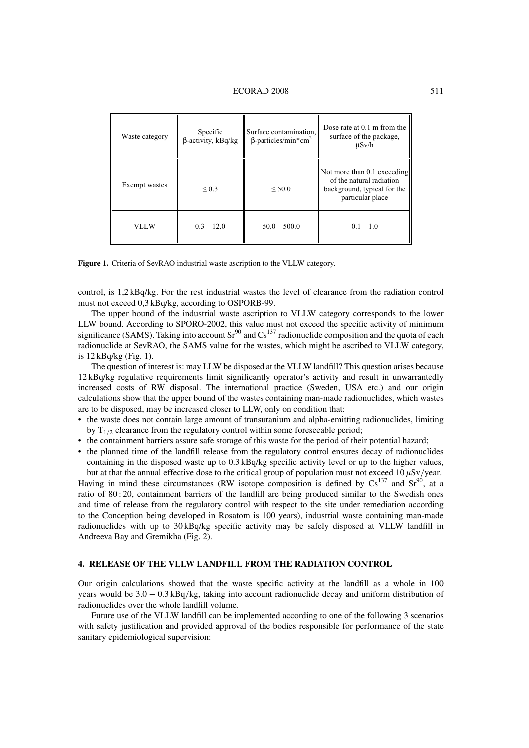| Waste category | Specific β-activity, kBq/kg | Surface contamination, β-particles/min*cm$^2$ | Dose rate at 0.1 m from the surface of the package, μSv/h |
|---|---|---|---|
| Exempt wastes | ≤ 0.3 | ≤ 50.0 | Not more than 0.1 exceeding of the natural radiation background, typical for the particular place |
| VLLW | 0.3 – 12.0 | 50.0 – 500.0 | 0.1 – 1.0 |

**Figure 1.** Criteria of SevRAO industrial waste ascription to the VLLW category.

control, is 1,2 kBq/kg. For the rest industrial wastes the level of clearance from the radiation control must not exceed 0,3 kBq/kg, according to OSPORB-99.

The upper bound of the industrial waste ascription to VLLW category corresponds to the lower LLW bound. According to SPORO-2002, this value must not exceed the specific activity of minimum significance (SAMS). Taking into account $Sr^{90}$ and $Cs^{137}$ radionuclide composition and the quota of each radionuclide at SevRAO, the SAMS value for the wastes, which might be ascribed to VLLW category, is 12 kBq/kg (Fig. 1).

The question of interest is: may LLW be disposed at the VLLW landfill? This question arises because 12 kBq/kg regulative requirements limit significantly operator's activity and result in unwarrantedly increased costs of RW disposal. The international practice (Sweden, USA etc.) and our origin calculations show that the upper bound of the wastes containing man-made radionuclides, which wastes are to be disposed, may be increased closer to LLW, only on condition that:

- the waste does not contain large amount of transuranium and alpha-emitting radionuclides, limiting by $T_{1/2}$ clearance from the regulatory control within some foreseeable period;
- the containment barriers assure safe storage of this waste for the period of their potential hazard;
- the planned time of the landfill release from the regulatory control ensures decay of radionuclides containing in the disposed waste up to 0.3 kBq/kg specific activity level or up to the higher values, but at that the annual effective dose to the critical group of population must not exceed $10\,\mu Sv/year$.

Having in mind these circumstances (RW isotope composition is defined by $Cs^{137}$ and $Sr^{90}$, at a ratio of 80 : 20, containment barriers of the landfill are being produced similar to the Swedish ones and time of release from the regulatory control with respect to the site under remediation according to the Conception being developed in Rosatom is 100 years), industrial waste containing man-made radionuclides with up to 30 kBq/kg specific activity may be safely disposed at VLLW landfill in Andreeva Bay and Gremikha (Fig. 2).

## 4. RELEASE OF THE VLLW LANDFILL FROM THE RADIATION CONTROL

Our origin calculations showed that the waste specific activity at the landfill as a whole in 100 years would be $3.0 - 0.3\,kBq/kg$, taking into account radionuclide decay and uniform distribution of radionuclides over the whole landfill volume.

Future use of the VLLW landfill can be implemented according to one of the following 3 scenarios with safety justification and provided approval of the bodies responsible for performance of the state sanitary epidemiological supervision: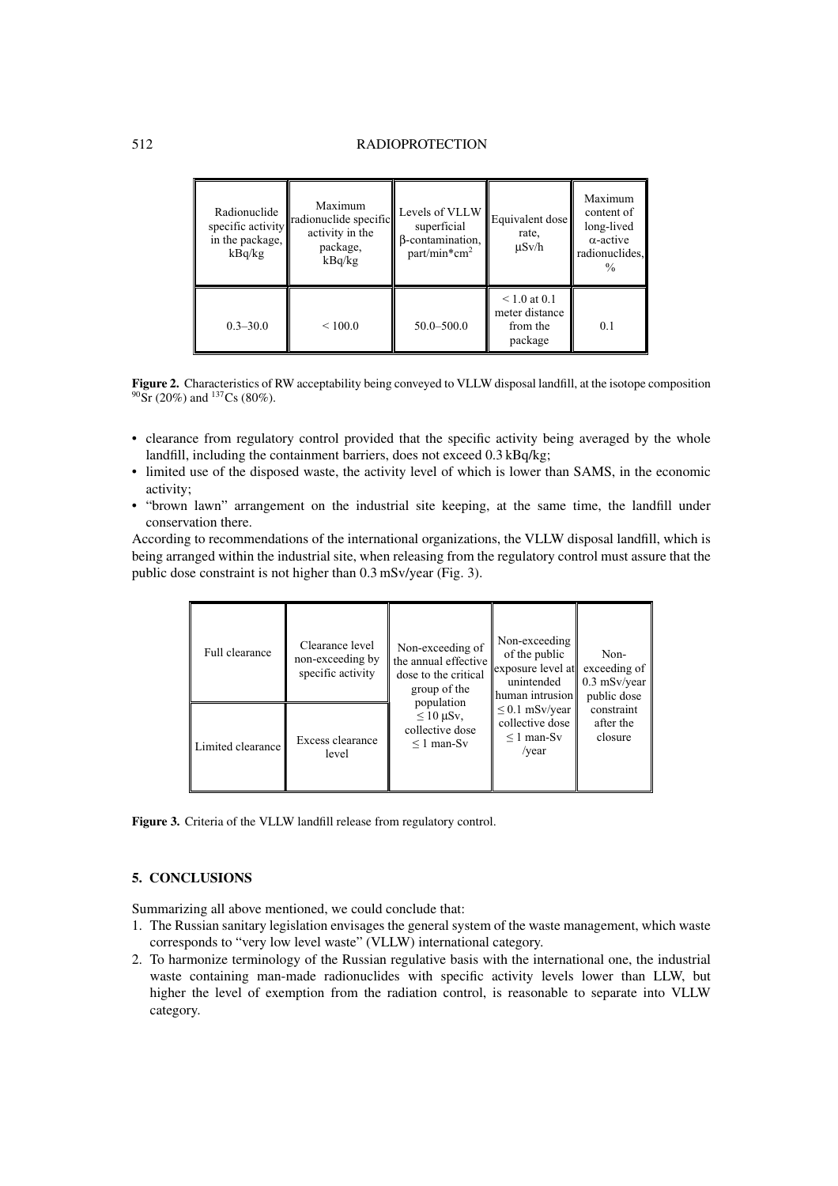| Radionuclide specific activity in the package, kBq/kg | Maximum radionuclide specific activity in the package, kBq/kg | Levels of VLLW superficial β-contamination, part/min*cm$^2$ | Equivalent dose rate, μSv/h | Maximum content of long-lived α-active radionuclides, % |
|---|---|---|---|---|
| 0.3–30.0 | < 100.0 | 50.0–500.0 | < 1.0 at 0.1 meter distance from the package | 0.1 |

**Figure 2.** Characteristics of RW acceptability being conveyed to VLLW disposal landfill, at the isotope composition $^{90}$Sr (20%) and $^{137}$Cs (80%).

- clearance from regulatory control provided that the specific activity being averaged by the whole landfill, including the containment barriers, does not exceed 0.3 kBq/kg;
- limited use of the disposed waste, the activity level of which is lower than SAMS, in the economic activity;
- "brown lawn" arrangement on the industrial site keeping, at the same time, the landfill under conservation there.

According to recommendations of the international organizations, the VLLW disposal landfill, which is being arranged within the industrial site, when releasing from the regulatory control must assure that the public dose constraint is not higher than 0.3 mSv/year (Fig. 3).

| | | | | |
|---|---|---|---|---|
| Full clearance | Clearance level non-exceeding by specific activity | Non-exceeding of the annual effective dose to the critical group of the population ≤ 10 μSv, collective dose ≤ 1 man-Sv | Non-exceeding of the public exposure level at unintended human intrusion ≤ 0.1 mSv/year collective dose ≤ 1 man-Sv /year | Non-exceeding of 0.3 mSv/year public dose constraint after the closure |
| Limited clearance | Excess clearance level | | | |

**Figure 3.** Criteria of the VLLW landfill release from regulatory control.

## 5. CONCLUSIONS

Summarizing all above mentioned, we could conclude that:

1. The Russian sanitary legislation envisages the general system of the waste management, which waste corresponds to "very low level waste" (VLLW) international category.
2. To harmonize terminology of the Russian regulative basis with the international one, the industrial waste containing man-made radionuclides with specific activity levels lower than LLW, but higher the level of exemption from the radiation control, is reasonable to separate into VLLW category.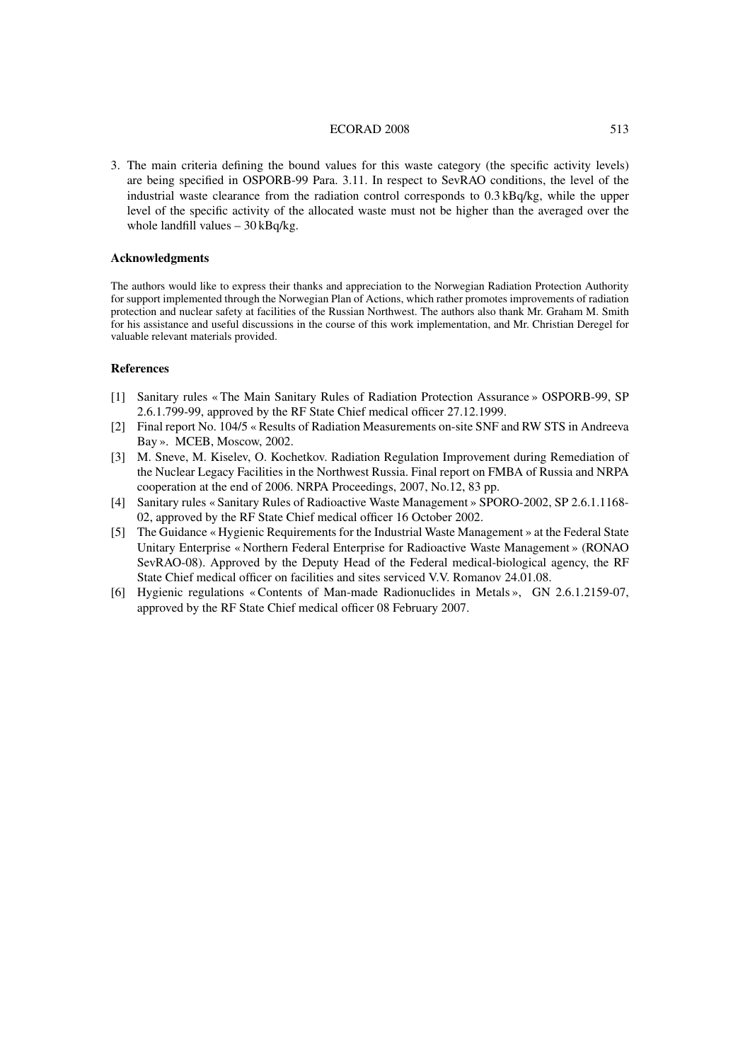3. The main criteria defining the bound values for this waste category (the specific activity levels) are being specified in OSPORB-99 Para. 3.11. In respect to SevRAO conditions, the level of the industrial waste clearance from the radiation control corresponds to 0.3 kBq/kg, while the upper level of the specific activity of the allocated waste must not be higher than the averaged over the whole landfill values – 30 kBq/kg.

### Acknowledgments

The authors would like to express their thanks and appreciation to the Norwegian Radiation Protection Authority for support implemented through the Norwegian Plan of Actions, which rather promotes improvements of radiation protection and nuclear safety at facilities of the Russian Northwest. The authors also thank Mr. Graham M. Smith for his assistance and useful discussions in the course of this work implementation, and Mr. Christian Deregel for valuable relevant materials provided.

### References

[1] Sanitary rules « The Main Sanitary Rules of Radiation Protection Assurance » OSPORB-99, SP 2.6.1.799-99, approved by the RF State Chief medical officer 27.12.1999.

[2] Final report No. 104/5 « Results of Radiation Measurements on-site SNF and RW STS in Andreeva Bay ». MCEB, Moscow, 2002.

[3] M. Sneve, M. Kiselev, O. Kochetkov. Radiation Regulation Improvement during Remediation of the Nuclear Legacy Facilities in the Northwest Russia. Final report on FMBA of Russia and NRPA cooperation at the end of 2006. NRPA Proceedings, 2007, No.12, 83 pp.

[4] Sanitary rules « Sanitary Rules of Radioactive Waste Management » SPORO-2002, SP 2.6.1.1168-02, approved by the RF State Chief medical officer 16 October 2002.

[5] The Guidance « Hygienic Requirements for the Industrial Waste Management » at the Federal State Unitary Enterprise « Northern Federal Enterprise for Radioactive Waste Management » (RONAO SevRAO-08). Approved by the Deputy Head of the Federal medical-biological agency, the RF State Chief medical officer on facilities and sites serviced V.V. Romanov 24.01.08.

[6] Hygienic regulations « Contents of Man-made Radionuclides in Metals », GN 2.6.1.2159-07, approved by the RF State Chief medical officer 08 February 2007.